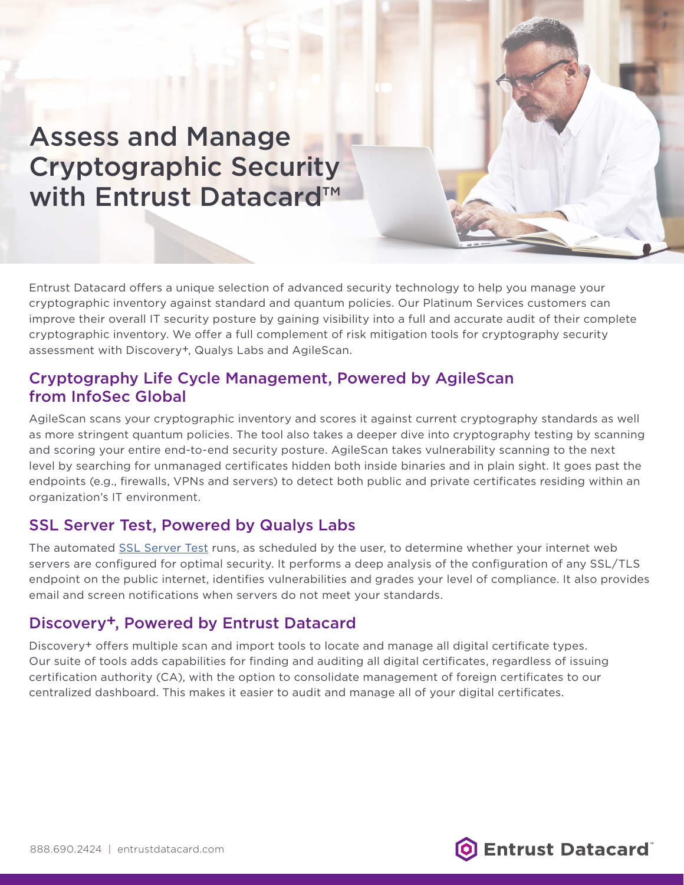# Assess and Manage Cryptographic Security with Entrust Datacard™

Entrust Datacard offers a unique selection of advanced security technology to help you manage your cryptographic inventory against standard and quantum policies. Our Platinum Services customers can improve their overall IT security posture by gaining visibility into a full and accurate audit of their complete cryptographic inventory. We offer a full complement of risk mitigation tools for cryptography security assessment with Discovery+, Qualys Labs and AgileScan.

## Cryptography Life Cycle Management, Powered by AgileScan from InfoSec Global

AgileScan scans your cryptographic inventory and scores it against current cryptography standards as well as more stringent quantum policies. The tool also takes a deeper dive into cryptography testing by scanning and scoring your entire end-to-end security posture. AgileScan takes vulnerability scanning to the next level by searching for unmanaged certificates hidden both inside binaries and in plain sight. It goes past the endpoints (e.g., firewalls, VPNs and servers) to detect both public and private certificates residing within an organization's IT environment.

## SSL Server Test, Powered by Qualys Labs

The automated SSL Server Test runs, as scheduled by the user, to determine whether your internet web servers are configured for optimal security. It performs a deep analysis of the configuration of any SSL/TLS endpoint on the public internet, identifies vulnerabilities and grades your level of compliance. It also provides email and screen notifications when servers do not meet your standards.

## Discovery+, Powered by Entrust Datacard

Discovery+ offers multiple scan and import tools to locate and manage all digital certificate types. Our suite of tools adds capabilities for finding and auditing all digital certificates, regardless of issuing certification authority (CA), with the option to consolidate management of foreign certificates to our centralized dashboard. This makes it easier to audit and manage all of your digital certificates.

888.690.2424 | entrustdatacard.com

Entrust Datacard™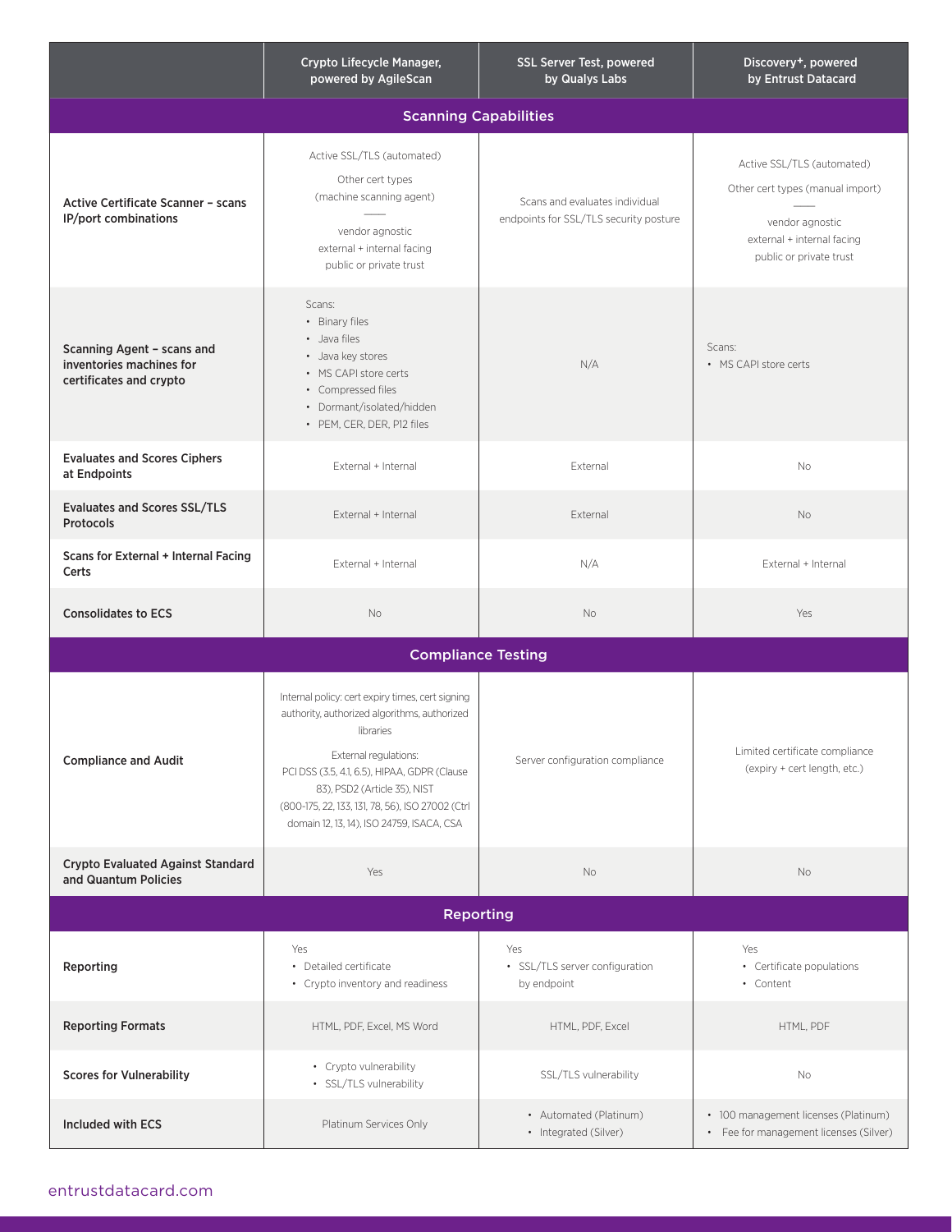| | Crypto Lifecycle Manager, powered by AgileScan | SSL Server Test, powered by Qualys Labs | Discovery+, powered by Entrust Datacard |
|---|---|---|---|
| **Scanning Capabilities** | | | |
| **Active Certificate Scanner – scans IP/port combinations** | Active SSL/TLS (automated)<br>Other cert types (machine scanning agent)<br>——<br>vendor agnostic<br>external + internal facing<br>public or private trust | Scans and evaluates individual endpoints for SSL/TLS security posture | Active SSL/TLS (automated)<br>Other cert types (manual import)<br>——<br>vendor agnostic<br>external + internal facing<br>public or private trust |
| **Scanning Agent – scans and inventories machines for certificates and crypto** | Scans:<br>• Binary files<br>• Java files<br>• Java key stores<br>• MS CAPI store certs<br>• Compressed files<br>• Dormant/isolated/hidden<br>• PEM, CER, DER, P12 files | N/A | Scans:<br>• MS CAPI store certs |
| **Evaluates and Scores Ciphers at Endpoints** | External + Internal | External | No |
| **Evaluates and Scores SSL/TLS Protocols** | External + Internal | External | No |
| **Scans for External + Internal Facing Certs** | External + Internal | N/A | External + Internal |
| **Consolidates to ECS** | No | No | Yes |
| **Compliance Testing** | | | |
| **Compliance and Audit** | Internal policy: cert expiry times, cert signing authority, authorized algorithms, authorized libraries<br>External regulations: PCI DSS (3.5, 4.1, 6.5), HIPAA, GDPR (Clause 83), PSD2 (Article 35), NIST (800-175, 22, 133, 131, 78, 56), ISO 27002 (Ctrl domain 12, 13, 14), ISO 24759, ISACA, CSA | Server configuration compliance | Limited certificate compliance (expiry + cert length, etc.) |
| **Crypto Evaluated Against Standard and Quantum Policies** | Yes | No | No |
| **Reporting** | | | |
| **Reporting** | Yes<br>• Detailed certificate<br>• Crypto inventory and readiness | Yes<br>• SSL/TLS server configuration by endpoint | Yes<br>• Certificate populations<br>• Content |
| **Reporting Formats** | HTML, PDF, Excel, MS Word | HTML, PDF, Excel | HTML, PDF |
| **Scores for Vulnerability** | • Crypto vulnerability<br>• SSL/TLS vulnerability | SSL/TLS vulnerability | No |
| **Included with ECS** | Platinum Services Only | • Automated (Platinum)<br>• Integrated (Silver) | • 100 management licenses (Platinum)<br>• Fee for management licenses (Silver) |

entrustdatacard.com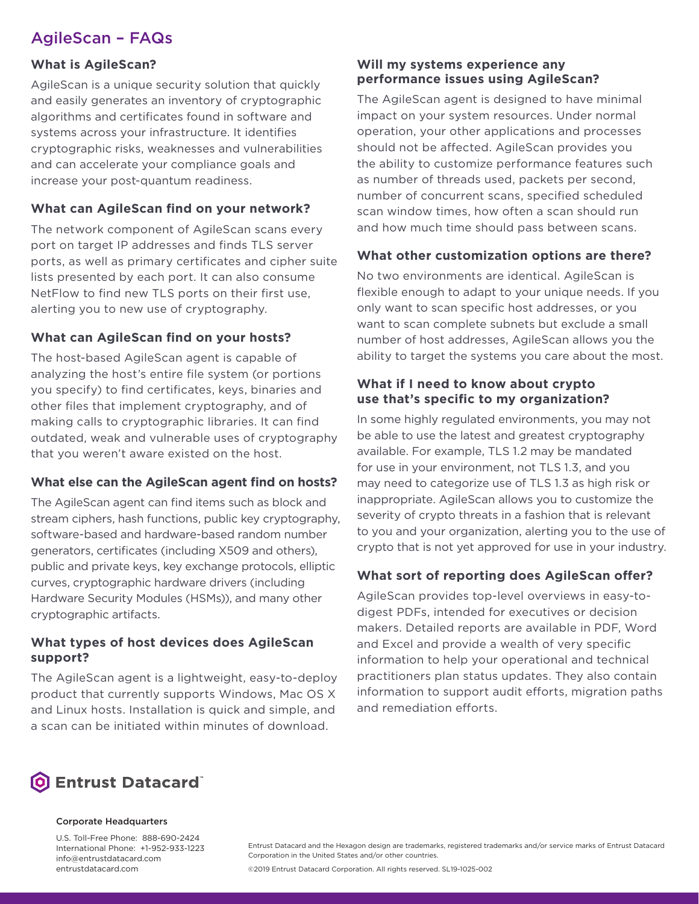# AgileScan – FAQs

### What is AgileScan?

AgileScan is a unique security solution that quickly and easily generates an inventory of cryptographic algorithms and certificates found in software and systems across your infrastructure. It identifies cryptographic risks, weaknesses and vulnerabilities and can accelerate your compliance goals and increase your post-quantum readiness.

### What can AgileScan find on your network?

The network component of AgileScan scans every port on target IP addresses and finds TLS server ports, as well as primary certificates and cipher suite lists presented by each port. It can also consume NetFlow to find new TLS ports on their first use, alerting you to new use of cryptography.

### What can AgileScan find on your hosts?

The host-based AgileScan agent is capable of analyzing the host's entire file system (or portions you specify) to find certificates, keys, binaries and other files that implement cryptography, and of making calls to cryptographic libraries. It can find outdated, weak and vulnerable uses of cryptography that you weren't aware existed on the host.

### What else can the AgileScan agent find on hosts?

The AgileScan agent can find items such as block and stream ciphers, hash functions, public key cryptography, software-based and hardware-based random number generators, certificates (including X509 and others), public and private keys, key exchange protocols, elliptic curves, cryptographic hardware drivers (including Hardware Security Modules (HSMs)), and many other cryptographic artifacts.

### What types of host devices does AgileScan support?

The AgileScan agent is a lightweight, easy-to-deploy product that currently supports Windows, Mac OS X and Linux hosts. Installation is quick and simple, and a scan can be initiated within minutes of download.

### Will my systems experience any performance issues using AgileScan?

The AgileScan agent is designed to have minimal impact on your system resources. Under normal operation, your other applications and processes should not be affected. AgileScan provides you the ability to customize performance features such as number of threads used, packets per second, number of concurrent scans, specified scheduled scan window times, how often a scan should run and how much time should pass between scans.

### What other customization options are there?

No two environments are identical. AgileScan is flexible enough to adapt to your unique needs. If you only want to scan specific host addresses, or you want to scan complete subnets but exclude a small number of host addresses, AgileScan allows you the ability to target the systems you care about the most.

### What if I need to know about crypto use that's specific to my organization?

In some highly regulated environments, you may not be able to use the latest and greatest cryptography available. For example, TLS 1.2 may be mandated for use in your environment, not TLS 1.3, and you may need to categorize use of TLS 1.3 as high risk or inappropriate. AgileScan allows you to customize the severity of crypto threats in a fashion that is relevant to you and your organization, alerting you to the use of crypto that is not yet approved for use in your industry.

### What sort of reporting does AgileScan offer?

AgileScan provides top-level overviews in easy-to-digest PDFs, intended for executives or decision makers. Detailed reports are available in PDF, Word and Excel and provide a wealth of very specific information to help your operational and technical practitioners plan status updates. They also contain information to support audit efforts, migration paths and remediation efforts.

**Entrust Datacard™**

Corporate Headquarters

U.S. Toll-Free Phone: 888-690-2424
International Phone: +1-952-933-1223
info@entrustdatacard.com
entrustdatacard.com

Entrust Datacard and the Hexagon design are trademarks, registered trademarks and/or service marks of Entrust Datacard Corporation in the United States and/or other countries.

©2019 Entrust Datacard Corporation. All rights reserved. SL19-1025-002